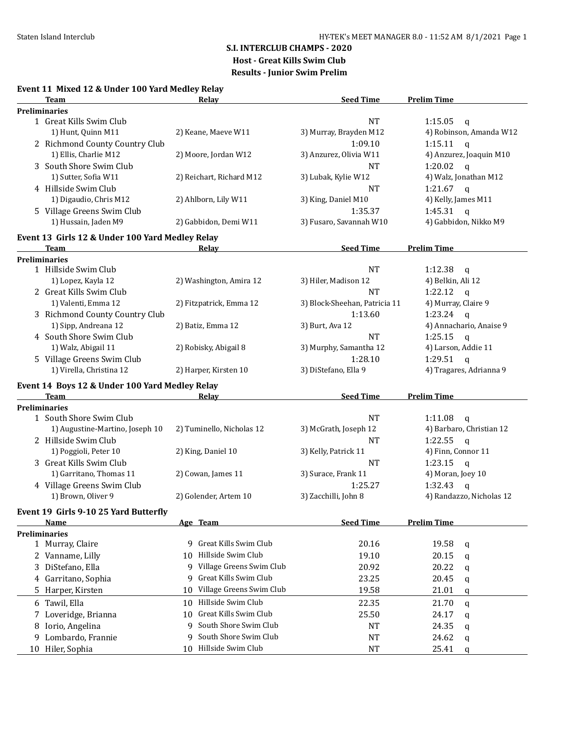# S.I. INTERCLUB CHAMPS - 2020

## Host - Great Kills Swim Club

## Results - Junior Swim Prelim

### Event 11 Mixed 12 & Under 100 Yard Medley Relay

| | Team | Relay | Seed Time | Prelim Time |
|---|---|---|---|---|
| **Preliminaries** | | | | |
| 1 | Great Kills Swim Club | | NT | 1:15.05 q |
| | 1) Hunt, Quinn M11 | 2) Keane, Maeve W11 | 3) Murray, Brayden M12 | 4) Robinson, Amanda W12 |
| 2 | Richmond County Country Club | | 1:09.10 | 1:15.11 q |
| | 1) Ellis, Charlie M12 | 2) Moore, Jordan W12 | 3) Anzurez, Olivia W11 | 4) Anzurez, Joaquin M10 |
| 3 | South Shore Swim Club | | NT | 1:20.02 q |
| | 1) Sutter, Sofia W11 | 2) Reichart, Richard M12 | 3) Lubak, Kylie W12 | 4) Walz, Jonathan M12 |
| 4 | Hillside Swim Club | | NT | 1:21.67 q |
| | 1) Digaudio, Chris M12 | 2) Ahlborn, Lily W11 | 3) King, Daniel M10 | 4) Kelly, James M11 |
| 5 | Village Greens Swim Club | | 1:35.37 | 1:45.31 q |
| | 1) Hussain, Jaden M9 | 2) Gabbidon, Demi W11 | 3) Fusaro, Savannah W10 | 4) Gabbidon, Nikko M9 |

### Event 13 Girls 12 & Under 100 Yard Medley Relay

| | Team | Relay | Seed Time | Prelim Time |
|---|---|---|---|---|
| **Preliminaries** | | | | |
| 1 | Hillside Swim Club | | NT | 1:12.38 q |
| | 1) Lopez, Kayla 12 | 2) Washington, Amira 12 | 3) Hiler, Madison 12 | 4) Belkin, Ali 12 |
| 2 | Great Kills Swim Club | | NT | 1:22.12 q |
| | 1) Valenti, Emma 12 | 2) Fitzpatrick, Emma 12 | 3) Block-Sheehan, Patricia 11 | 4) Murray, Claire 9 |
| 3 | Richmond County Country Club | | 1:13.60 | 1:23.24 q |
| | 1) Sipp, Andreana 12 | 2) Batiz, Emma 12 | 3) Burt, Ava 12 | 4) Annachario, Anaise 9 |
| 4 | South Shore Swim Club | | NT | 1:25.15 q |
| | 1) Walz, Abigail 11 | 2) Robisky, Abigail 8 | 3) Murphy, Samantha 12 | 4) Larson, Addie 11 |
| 5 | Village Greens Swim Club | | 1:28.10 | 1:29.51 q |
| | 1) Virella, Christina 12 | 2) Harper, Kirsten 10 | 3) DiStefano, Ella 9 | 4) Tragares, Adrianna 9 |

### Event 14 Boys 12 & Under 100 Yard Medley Relay

| | Team | Relay | Seed Time | Prelim Time |
|---|---|---|---|---|
| **Preliminaries** | | | | |
| 1 | South Shore Swim Club | | NT | 1:11.08 q |
| | 1) Augustine-Martino, Joseph 10 | 2) Tuminello, Nicholas 12 | 3) McGrath, Joseph 12 | 4) Barbaro, Christian 12 |
| 2 | Hillside Swim Club | | NT | 1:22.55 q |
| | 1) Poggioli, Peter 10 | 2) King, Daniel 10 | 3) Kelly, Patrick 11 | 4) Finn, Connor 11 |
| 3 | Great Kills Swim Club | | NT | 1:23.15 q |
| | 1) Garritano, Thomas 11 | 2) Cowan, James 11 | 3) Surace, Frank 11 | 4) Moran, Joey 10 |
| 4 | Village Greens Swim Club | | 1:25.27 | 1:32.43 q |
| | 1) Brown, Oliver 9 | 2) Golender, Artem 10 | 3) Zacchilli, John 8 | 4) Randazzo, Nicholas 12 |

### Event 19 Girls 9-10 25 Yard Butterfly

| | Name | Age | Team | Seed Time | Prelim Time |
|---|---|---|---|---|---|
| **Preliminaries** | | | | | |
| 1 | Murray, Claire | 9 | Great Kills Swim Club | 20.16 | 19.58 q |
| 2 | Vanname, Lilly | 10 | Hillside Swim Club | 19.10 | 20.15 q |
| 3 | DiStefano, Ella | 9 | Village Greens Swim Club | 20.92 | 20.22 q |
| 4 | Garritano, Sophia | 9 | Great Kills Swim Club | 23.25 | 20.45 q |
| 5 | Harper, Kirsten | 10 | Village Greens Swim Club | 19.58 | 21.01 q |
| 6 | Tawil, Ella | 10 | Hillside Swim Club | 22.35 | 21.70 q |
| 7 | Loveridge, Brianna | 10 | Great Kills Swim Club | 25.50 | 24.17 q |
| 8 | Iorio, Angelina | 9 | South Shore Swim Club | NT | 24.35 q |
| 9 | Lombardo, Frannie | 9 | South Shore Swim Club | NT | 24.62 q |
| 10 | Hiler, Sophia | 10 | Hillside Swim Club | NT | 25.41 q |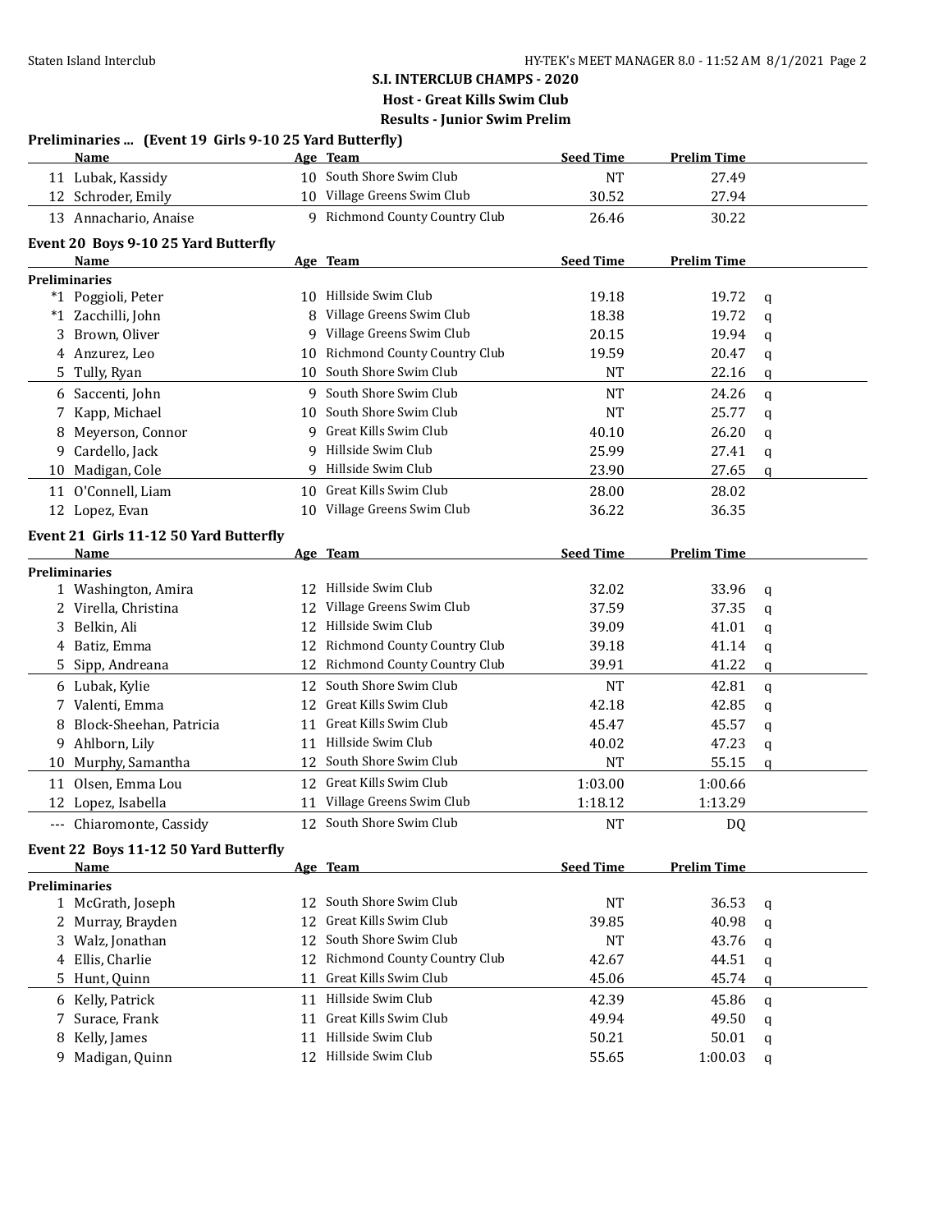**S.I. INTERCLUB CHAMPS - 2020**

**Host - Great Kills Swim Club**

**Results - Junior Swim Prelim**

### Preliminaries ... (Event 19 Girls 9-10 25 Yard Butterfly)

| | Name | Age | Team | Seed Time | Prelim Time | |
|---|---|---|---|---|---|---|
| 11 | Lubak, Kassidy | 10 | South Shore Swim Club | NT | 27.49 | |
| 12 | Schroder, Emily | 10 | Village Greens Swim Club | 30.52 | 27.94 | |
| 13 | Annachario, Anaise | 9 | Richmond County Country Club | 26.46 | 30.22 | |

### Event 20 Boys 9-10 25 Yard Butterfly

| | Name | Age | Team | Seed Time | Prelim Time | |
|---|---|---|---|---|---|---|
| **Preliminaries** | | | | | | |
| *1 | Poggioli, Peter | 10 | Hillside Swim Club | 19.18 | 19.72 | q |
| *1 | Zacchilli, John | 8 | Village Greens Swim Club | 18.38 | 19.72 | q |
| 3 | Brown, Oliver | 9 | Village Greens Swim Club | 20.15 | 19.94 | q |
| 4 | Anzurez, Leo | 10 | Richmond County Country Club | 19.59 | 20.47 | q |
| 5 | Tully, Ryan | 10 | South Shore Swim Club | NT | 22.16 | q |
| 6 | Saccenti, John | 9 | South Shore Swim Club | NT | 24.26 | q |
| 7 | Kapp, Michael | 10 | South Shore Swim Club | NT | 25.77 | q |
| 8 | Meyerson, Connor | 9 | Great Kills Swim Club | 40.10 | 26.20 | q |
| 9 | Cardello, Jack | 9 | Hillside Swim Club | 25.99 | 27.41 | q |
| 10 | Madigan, Cole | 9 | Hillside Swim Club | 23.90 | 27.65 | q |
| 11 | O'Connell, Liam | 10 | Great Kills Swim Club | 28.00 | 28.02 | |
| 12 | Lopez, Evan | 10 | Village Greens Swim Club | 36.22 | 36.35 | |

### Event 21 Girls 11-12 50 Yard Butterfly

| | Name | Age | Team | Seed Time | Prelim Time | |
|---|---|---|---|---|---|---|
| **Preliminaries** | | | | | | |
| 1 | Washington, Amira | 12 | Hillside Swim Club | 32.02 | 33.96 | q |
| 2 | Virella, Christina | 12 | Village Greens Swim Club | 37.59 | 37.35 | q |
| 3 | Belkin, Ali | 12 | Hillside Swim Club | 39.09 | 41.01 | q |
| 4 | Batiz, Emma | 12 | Richmond County Country Club | 39.18 | 41.14 | q |
| 5 | Sipp, Andreana | 12 | Richmond County Country Club | 39.91 | 41.22 | q |
| 6 | Lubak, Kylie | 12 | South Shore Swim Club | NT | 42.81 | q |
| 7 | Valenti, Emma | 12 | Great Kills Swim Club | 42.18 | 42.85 | q |
| 8 | Block-Sheehan, Patricia | 11 | Great Kills Swim Club | 45.47 | 45.57 | q |
| 9 | Ahlborn, Lily | 11 | Hillside Swim Club | 40.02 | 47.23 | q |
| 10 | Murphy, Samantha | 12 | South Shore Swim Club | NT | 55.15 | q |
| 11 | Olsen, Emma Lou | 12 | Great Kills Swim Club | 1:03.00 | 1:00.66 | |
| 12 | Lopez, Isabella | 11 | Village Greens Swim Club | 1:18.12 | 1:13.29 | |
| --- | Chiaromonte, Cassidy | 12 | South Shore Swim Club | NT | DQ | |

### Event 22 Boys 11-12 50 Yard Butterfly

| | Name | Age | Team | Seed Time | Prelim Time | |
|---|---|---|---|---|---|---|
| **Preliminaries** | | | | | | |
| 1 | McGrath, Joseph | 12 | South Shore Swim Club | NT | 36.53 | q |
| 2 | Murray, Brayden | 12 | Great Kills Swim Club | 39.85 | 40.98 | q |
| 3 | Walz, Jonathan | 12 | South Shore Swim Club | NT | 43.76 | q |
| 4 | Ellis, Charlie | 12 | Richmond County Country Club | 42.67 | 44.51 | q |
| 5 | Hunt, Quinn | 11 | Great Kills Swim Club | 45.06 | 45.74 | q |
| 6 | Kelly, Patrick | 11 | Hillside Swim Club | 42.39 | 45.86 | q |
| 7 | Surace, Frank | 11 | Great Kills Swim Club | 49.94 | 49.50 | q |
| 8 | Kelly, James | 11 | Hillside Swim Club | 50.21 | 50.01 | q |
| 9 | Madigan, Quinn | 12 | Hillside Swim Club | 55.65 | 1:00.03 | q |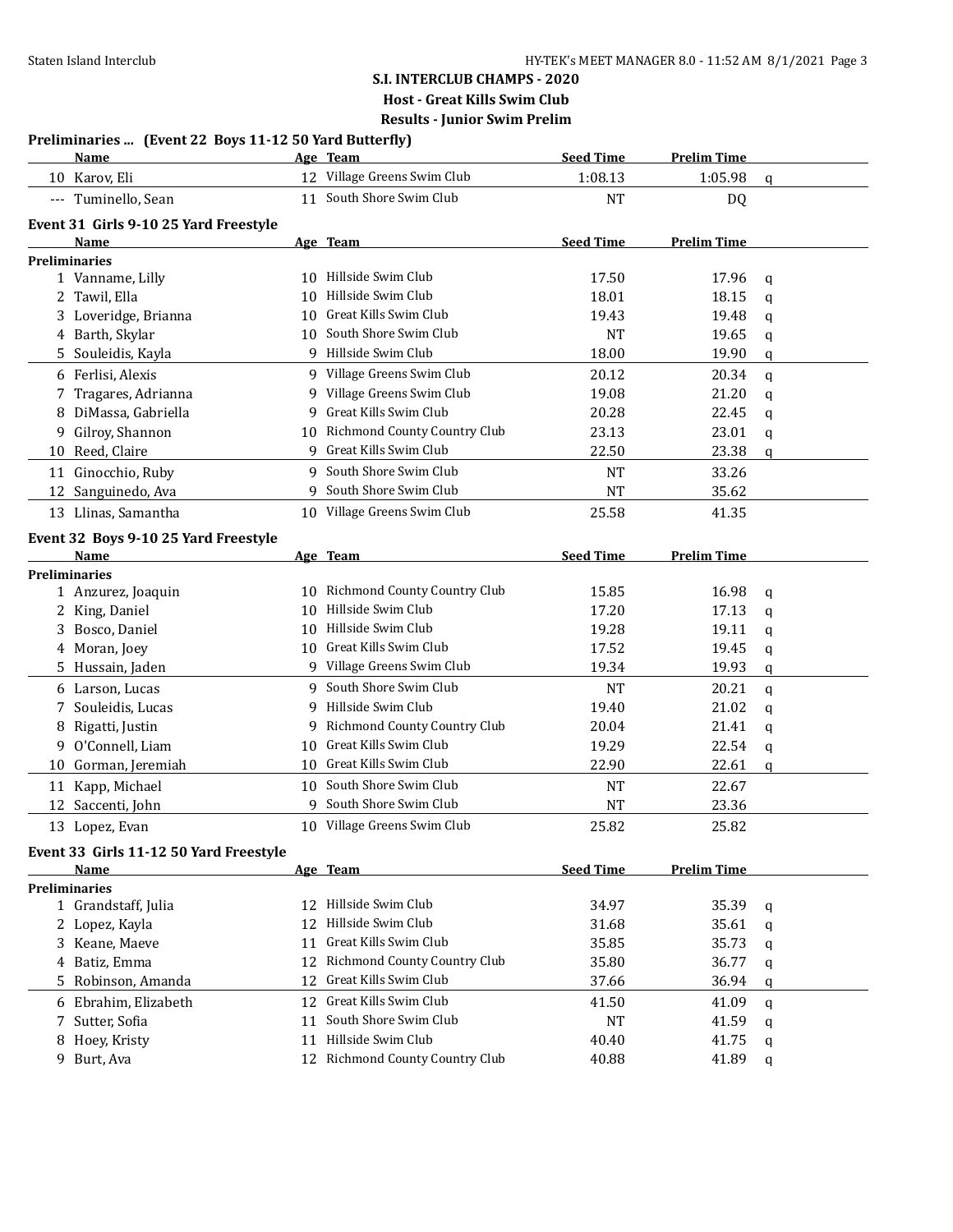**S.I. INTERCLUB CHAMPS - 2020**

**Host - Great Kills Swim Club**

**Results - Junior Swim Prelim**

### Preliminaries ... (Event 22 Boys 11-12 50 Yard Butterfly)

| | Name | Age | Team | Seed Time | Prelim Time | |
|---|---|---|---|---|---|---|
| 10 | Karov, Eli | 12 | Village Greens Swim Club | 1:08.13 | 1:05.98 | q |
| --- | Tuminello, Sean | 11 | South Shore Swim Club | NT | DQ | |

### Event 31 Girls 9-10 25 Yard Freestyle

| | Name | Age | Team | Seed Time | Prelim Time | |
|---|---|---|---|---|---|---|
| **Preliminaries** | | | | | | |
| 1 | Vanname, Lilly | 10 | Hillside Swim Club | 17.50 | 17.96 | q |
| 2 | Tawil, Ella | 10 | Hillside Swim Club | 18.01 | 18.15 | q |
| 3 | Loveridge, Brianna | 10 | Great Kills Swim Club | 19.43 | 19.48 | q |
| 4 | Barth, Skylar | 10 | South Shore Swim Club | NT | 19.65 | q |
| 5 | Souleidis, Kayla | 9 | Hillside Swim Club | 18.00 | 19.90 | q |
| 6 | Ferlisi, Alexis | 9 | Village Greens Swim Club | 20.12 | 20.34 | q |
| 7 | Tragares, Adrianna | 9 | Village Greens Swim Club | 19.08 | 21.20 | q |
| 8 | DiMassa, Gabriella | 9 | Great Kills Swim Club | 20.28 | 22.45 | q |
| 9 | Gilroy, Shannon | 10 | Richmond County Country Club | 23.13 | 23.01 | q |
| 10 | Reed, Claire | 9 | Great Kills Swim Club | 22.50 | 23.38 | q |
| 11 | Ginocchio, Ruby | 9 | South Shore Swim Club | NT | 33.26 | |
| 12 | Sanguinedo, Ava | 9 | South Shore Swim Club | NT | 35.62 | |
| 13 | Llinas, Samantha | 10 | Village Greens Swim Club | 25.58 | 41.35 | |

### Event 32 Boys 9-10 25 Yard Freestyle

| | Name | Age | Team | Seed Time | Prelim Time | |
|---|---|---|---|---|---|---|
| **Preliminaries** | | | | | | |
| 1 | Anzurez, Joaquin | 10 | Richmond County Country Club | 15.85 | 16.98 | q |
| 2 | King, Daniel | 10 | Hillside Swim Club | 17.20 | 17.13 | q |
| 3 | Bosco, Daniel | 10 | Hillside Swim Club | 19.28 | 19.11 | q |
| 4 | Moran, Joey | 10 | Great Kills Swim Club | 17.52 | 19.45 | q |
| 5 | Hussain, Jaden | 9 | Village Greens Swim Club | 19.34 | 19.93 | q |
| 6 | Larson, Lucas | 9 | South Shore Swim Club | NT | 20.21 | q |
| 7 | Souleidis, Lucas | 9 | Hillside Swim Club | 19.40 | 21.02 | q |
| 8 | Rigatti, Justin | 9 | Richmond County Country Club | 20.04 | 21.41 | q |
| 9 | O'Connell, Liam | 10 | Great Kills Swim Club | 19.29 | 22.54 | q |
| 10 | Gorman, Jeremiah | 10 | Great Kills Swim Club | 22.90 | 22.61 | q |
| 11 | Kapp, Michael | 10 | South Shore Swim Club | NT | 22.67 | |
| 12 | Saccenti, John | 9 | South Shore Swim Club | NT | 23.36 | |
| 13 | Lopez, Evan | 10 | Village Greens Swim Club | 25.82 | 25.82 | |

### Event 33 Girls 11-12 50 Yard Freestyle

| | Name | Age | Team | Seed Time | Prelim Time | |
|---|---|---|---|---|---|---|
| **Preliminaries** | | | | | | |
| 1 | Grandstaff, Julia | 12 | Hillside Swim Club | 34.97 | 35.39 | q |
| 2 | Lopez, Kayla | 12 | Hillside Swim Club | 31.68 | 35.61 | q |
| 3 | Keane, Maeve | 11 | Great Kills Swim Club | 35.85 | 35.73 | q |
| 4 | Batiz, Emma | 12 | Richmond County Country Club | 35.80 | 36.77 | q |
| 5 | Robinson, Amanda | 12 | Great Kills Swim Club | 37.66 | 36.94 | q |
| 6 | Ebrahim, Elizabeth | 12 | Great Kills Swim Club | 41.50 | 41.09 | q |
| 7 | Sutter, Sofia | 11 | South Shore Swim Club | NT | 41.59 | q |
| 8 | Hoey, Kristy | 11 | Hillside Swim Club | 40.40 | 41.75 | q |
| 9 | Burt, Ava | 12 | Richmond County Country Club | 40.88 | 41.89 | q |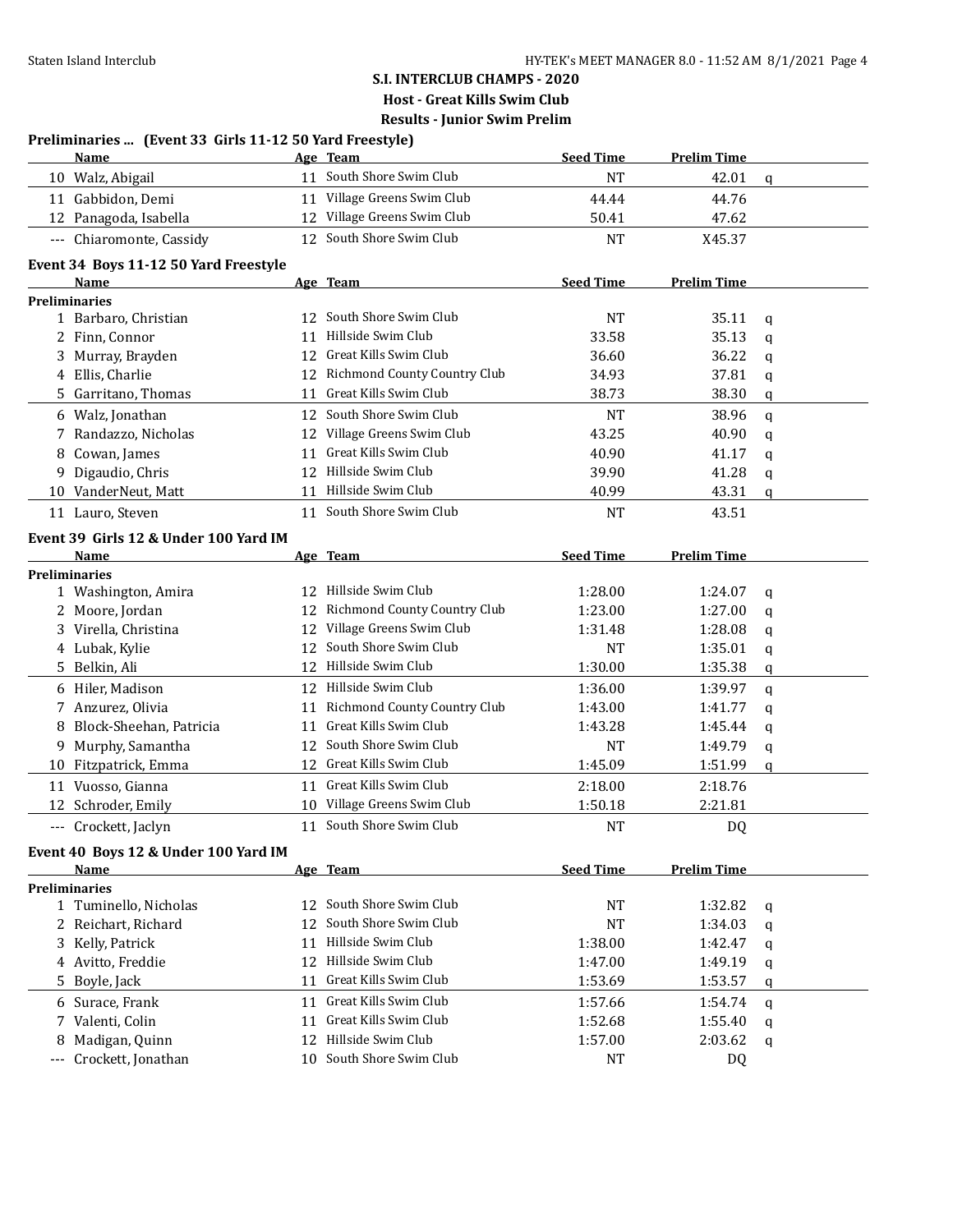# S.I. INTERCLUB CHAMPS - 2020

**Host - Great Kills Swim Club**

**Results - Junior Swim Prelim**

## Preliminaries ... (Event 33 Girls 11-12 50 Yard Freestyle)

| | Name | Age | Team | Seed Time | Prelim Time | |
|---|---|---|---|---|---|---|
| 10 | Walz, Abigail | 11 | South Shore Swim Club | NT | 42.01 | q |
| 11 | Gabbidon, Demi | 11 | Village Greens Swim Club | 44.44 | 44.76 | |
| 12 | Panagoda, Isabella | 12 | Village Greens Swim Club | 50.41 | 47.62 | |
| --- | Chiaromonte, Cassidy | 12 | South Shore Swim Club | NT | X45.37 | |

## Event 34 Boys 11-12 50 Yard Freestyle

| | Name | Age | Team | Seed Time | Prelim Time | |
|---|---|---|---|---|---|---|
| **Preliminaries** | | | | | | |
| 1 | Barbaro, Christian | 12 | South Shore Swim Club | NT | 35.11 | q |
| 2 | Finn, Connor | 11 | Hillside Swim Club | 33.58 | 35.13 | q |
| 3 | Murray, Brayden | 12 | Great Kills Swim Club | 36.60 | 36.22 | q |
| 4 | Ellis, Charlie | 12 | Richmond County Country Club | 34.93 | 37.81 | q |
| 5 | Garritano, Thomas | 11 | Great Kills Swim Club | 38.73 | 38.30 | q |
| 6 | Walz, Jonathan | 12 | South Shore Swim Club | NT | 38.96 | q |
| 7 | Randazzo, Nicholas | 12 | Village Greens Swim Club | 43.25 | 40.90 | q |
| 8 | Cowan, James | 11 | Great Kills Swim Club | 40.90 | 41.17 | q |
| 9 | Digaudio, Chris | 12 | Hillside Swim Club | 39.90 | 41.28 | q |
| 10 | VanderNeut, Matt | 11 | Hillside Swim Club | 40.99 | 43.31 | q |
| 11 | Lauro, Steven | 11 | South Shore Swim Club | NT | 43.51 | |

## Event 39 Girls 12 & Under 100 Yard IM

| | Name | Age | Team | Seed Time | Prelim Time | |
|---|---|---|---|---|---|---|
| **Preliminaries** | | | | | | |
| 1 | Washington, Amira | 12 | Hillside Swim Club | 1:28.00 | 1:24.07 | q |
| 2 | Moore, Jordan | 12 | Richmond County Country Club | 1:23.00 | 1:27.00 | q |
| 3 | Virella, Christina | 12 | Village Greens Swim Club | 1:31.48 | 1:28.08 | q |
| 4 | Lubak, Kylie | 12 | South Shore Swim Club | NT | 1:35.01 | q |
| 5 | Belkin, Ali | 12 | Hillside Swim Club | 1:30.00 | 1:35.38 | q |
| 6 | Hiler, Madison | 12 | Hillside Swim Club | 1:36.00 | 1:39.97 | q |
| 7 | Anzurez, Olivia | 11 | Richmond County Country Club | 1:43.00 | 1:41.77 | q |
| 8 | Block-Sheehan, Patricia | 11 | Great Kills Swim Club | 1:43.28 | 1:45.44 | q |
| 9 | Murphy, Samantha | 12 | South Shore Swim Club | NT | 1:49.79 | q |
| 10 | Fitzpatrick, Emma | 12 | Great Kills Swim Club | 1:45.09 | 1:51.99 | q |
| 11 | Vuosso, Gianna | 11 | Great Kills Swim Club | 2:18.00 | 2:18.76 | |
| 12 | Schroder, Emily | 10 | Village Greens Swim Club | 1:50.18 | 2:21.81 | |
| --- | Crockett, Jaclyn | 11 | South Shore Swim Club | NT | DQ | |

## Event 40 Boys 12 & Under 100 Yard IM

| | Name | Age | Team | Seed Time | Prelim Time | |
|---|---|---|---|---|---|---|
| **Preliminaries** | | | | | | |
| 1 | Tuminello, Nicholas | 12 | South Shore Swim Club | NT | 1:32.82 | q |
| 2 | Reichart, Richard | 12 | South Shore Swim Club | NT | 1:34.03 | q |
| 3 | Kelly, Patrick | 11 | Hillside Swim Club | 1:38.00 | 1:42.47 | q |
| 4 | Avitto, Freddie | 12 | Hillside Swim Club | 1:47.00 | 1:49.19 | q |
| 5 | Boyle, Jack | 11 | Great Kills Swim Club | 1:53.69 | 1:53.57 | q |
| 6 | Surace, Frank | 11 | Great Kills Swim Club | 1:57.66 | 1:54.74 | q |
| 7 | Valenti, Colin | 11 | Great Kills Swim Club | 1:52.68 | 1:55.40 | q |
| 8 | Madigan, Quinn | 12 | Hillside Swim Club | 1:57.00 | 2:03.62 | q |
| --- | Crockett, Jonathan | 10 | South Shore Swim Club | NT | DQ | |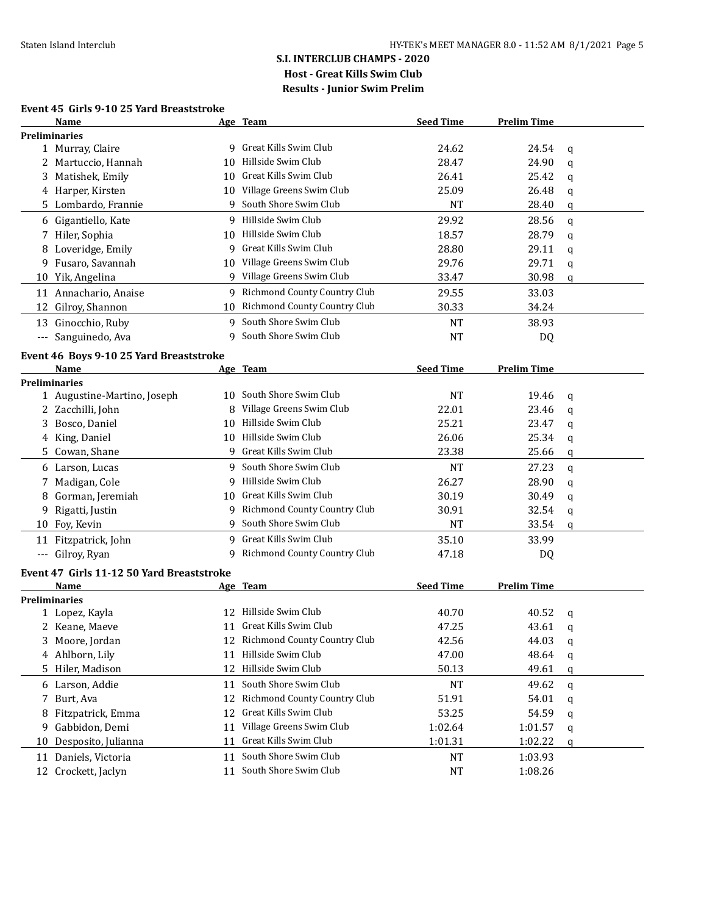**S.I. INTERCLUB CHAMPS - 2020**

**Host - Great Kills Swim Club**

**Results - Junior Swim Prelim**

### Event 45 Girls 9-10 25 Yard Breaststroke

| | Name | Age | Team | Seed Time | Prelim Time | |
|---|---|---|---|---|---|---|
| **Preliminaries** | | | | | | |
| 1 | Murray, Claire | 9 | Great Kills Swim Club | 24.62 | 24.54 | q |
| 2 | Martuccio, Hannah | 10 | Hillside Swim Club | 28.47 | 24.90 | q |
| 3 | Matishek, Emily | 10 | Great Kills Swim Club | 26.41 | 25.42 | q |
| 4 | Harper, Kirsten | 10 | Village Greens Swim Club | 25.09 | 26.48 | q |
| 5 | Lombardo, Frannie | 9 | South Shore Swim Club | NT | 28.40 | q |
| 6 | Gigantiello, Kate | 9 | Hillside Swim Club | 29.92 | 28.56 | q |
| 7 | Hiler, Sophia | 10 | Hillside Swim Club | 18.57 | 28.79 | q |
| 8 | Loveridge, Emily | 9 | Great Kills Swim Club | 28.80 | 29.11 | q |
| 9 | Fusaro, Savannah | 10 | Village Greens Swim Club | 29.76 | 29.71 | q |
| 10 | Yik, Angelina | 9 | Village Greens Swim Club | 33.47 | 30.98 | q |
| 11 | Annachario, Anaise | 9 | Richmond County Country Club | 29.55 | 33.03 | |
| 12 | Gilroy, Shannon | 10 | Richmond County Country Club | 30.33 | 34.24 | |
| 13 | Ginocchio, Ruby | 9 | South Shore Swim Club | NT | 38.93 | |
| --- | Sanguinedo, Ava | 9 | South Shore Swim Club | NT | DQ | |

### Event 46 Boys 9-10 25 Yard Breaststroke

| | Name | Age | Team | Seed Time | Prelim Time | |
|---|---|---|---|---|---|---|
| **Preliminaries** | | | | | | |
| 1 | Augustine-Martino, Joseph | 10 | South Shore Swim Club | NT | 19.46 | q |
| 2 | Zacchilli, John | 8 | Village Greens Swim Club | 22.01 | 23.46 | q |
| 3 | Bosco, Daniel | 10 | Hillside Swim Club | 25.21 | 23.47 | q |
| 4 | King, Daniel | 10 | Hillside Swim Club | 26.06 | 25.34 | q |
| 5 | Cowan, Shane | 9 | Great Kills Swim Club | 23.38 | 25.66 | q |
| 6 | Larson, Lucas | 9 | South Shore Swim Club | NT | 27.23 | q |
| 7 | Madigan, Cole | 9 | Hillside Swim Club | 26.27 | 28.90 | q |
| 8 | Gorman, Jeremiah | 10 | Great Kills Swim Club | 30.19 | 30.49 | q |
| 9 | Rigatti, Justin | 9 | Richmond County Country Club | 30.91 | 32.54 | q |
| 10 | Foy, Kevin | 9 | South Shore Swim Club | NT | 33.54 | q |
| 11 | Fitzpatrick, John | 9 | Great Kills Swim Club | 35.10 | 33.99 | |
| --- | Gilroy, Ryan | 9 | Richmond County Country Club | 47.18 | DQ | |

### Event 47 Girls 11-12 50 Yard Breaststroke

| | Name | Age | Team | Seed Time | Prelim Time | |
|---|---|---|---|---|---|---|
| **Preliminaries** | | | | | | |
| 1 | Lopez, Kayla | 12 | Hillside Swim Club | 40.70 | 40.52 | q |
| 2 | Keane, Maeve | 11 | Great Kills Swim Club | 47.25 | 43.61 | q |
| 3 | Moore, Jordan | 12 | Richmond County Country Club | 42.56 | 44.03 | q |
| 4 | Ahlborn, Lily | 11 | Hillside Swim Club | 47.00 | 48.64 | q |
| 5 | Hiler, Madison | 12 | Hillside Swim Club | 50.13 | 49.61 | q |
| 6 | Larson, Addie | 11 | South Shore Swim Club | NT | 49.62 | q |
| 7 | Burt, Ava | 12 | Richmond County Country Club | 51.91 | 54.01 | q |
| 8 | Fitzpatrick, Emma | 12 | Great Kills Swim Club | 53.25 | 54.59 | q |
| 9 | Gabbidon, Demi | 11 | Village Greens Swim Club | 1:02.64 | 1:01.57 | q |
| 10 | Desposito, Julianna | 11 | Great Kills Swim Club | 1:01.31 | 1:02.22 | q |
| 11 | Daniels, Victoria | 11 | South Shore Swim Club | NT | 1:03.93 | |
| 12 | Crockett, Jaclyn | 11 | South Shore Swim Club | NT | 1:08.26 | |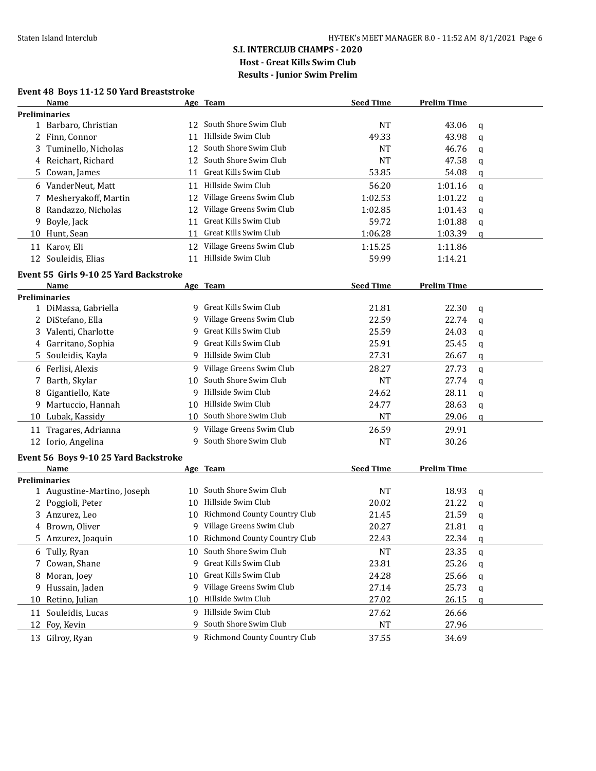## S.I. INTERCLUB CHAMPS - 2020

**Host - Great Kills Swim Club**

**Results - Junior Swim Prelim**

### Event 48 Boys 11-12 50 Yard Breaststroke

| | Name | Age | Team | Seed Time | Prelim Time | |
|---|---|---|---|---|---|---|
| **Preliminaries** | | | | | | |
| 1 | Barbaro, Christian | 12 | South Shore Swim Club | NT | 43.06 | q |
| 2 | Finn, Connor | 11 | Hillside Swim Club | 49.33 | 43.98 | q |
| 3 | Tuminello, Nicholas | 12 | South Shore Swim Club | NT | 46.76 | q |
| 4 | Reichart, Richard | 12 | South Shore Swim Club | NT | 47.58 | q |
| 5 | Cowan, James | 11 | Great Kills Swim Club | 53.85 | 54.08 | q |
| 6 | VanderNeut, Matt | 11 | Hillside Swim Club | 56.20 | 1:01.16 | q |
| 7 | Mesheryakoff, Martin | 12 | Village Greens Swim Club | 1:02.53 | 1:01.22 | q |
| 8 | Randazzo, Nicholas | 12 | Village Greens Swim Club | 1:02.85 | 1:01.43 | q |
| 9 | Boyle, Jack | 11 | Great Kills Swim Club | 59.72 | 1:01.88 | q |
| 10 | Hunt, Sean | 11 | Great Kills Swim Club | 1:06.28 | 1:03.39 | q |
| 11 | Karov, Eli | 12 | Village Greens Swim Club | 1:15.25 | 1:11.86 | |
| 12 | Souleidis, Elias | 11 | Hillside Swim Club | 59.99 | 1:14.21 | |

### Event 55 Girls 9-10 25 Yard Backstroke

| | Name | Age | Team | Seed Time | Prelim Time | |
|---|---|---|---|---|---|---|
| **Preliminaries** | | | | | | |
| 1 | DiMassa, Gabriella | 9 | Great Kills Swim Club | 21.81 | 22.30 | q |
| 2 | DiStefano, Ella | 9 | Village Greens Swim Club | 22.59 | 22.74 | q |
| 3 | Valenti, Charlotte | 9 | Great Kills Swim Club | 25.59 | 24.03 | q |
| 4 | Garritano, Sophia | 9 | Great Kills Swim Club | 25.91 | 25.45 | q |
| 5 | Souleidis, Kayla | 9 | Hillside Swim Club | 27.31 | 26.67 | q |
| 6 | Ferlisi, Alexis | 9 | Village Greens Swim Club | 28.27 | 27.73 | q |
| 7 | Barth, Skylar | 10 | South Shore Swim Club | NT | 27.74 | q |
| 8 | Gigantiello, Kate | 9 | Hillside Swim Club | 24.62 | 28.11 | q |
| 9 | Martuccio, Hannah | 10 | Hillside Swim Club | 24.77 | 28.63 | q |
| 10 | Lubak, Kassidy | 10 | South Shore Swim Club | NT | 29.06 | q |
| 11 | Tragares, Adrianna | 9 | Village Greens Swim Club | 26.59 | 29.91 | |
| 12 | Iorio, Angelina | 9 | South Shore Swim Club | NT | 30.26 | |

### Event 56 Boys 9-10 25 Yard Backstroke

| | Name | Age | Team | Seed Time | Prelim Time | |
|---|---|---|---|---|---|---|
| **Preliminaries** | | | | | | |
| 1 | Augustine-Martino, Joseph | 10 | South Shore Swim Club | NT | 18.93 | q |
| 2 | Poggioli, Peter | 10 | Hillside Swim Club | 20.02 | 21.22 | q |
| 3 | Anzurez, Leo | 10 | Richmond County Country Club | 21.45 | 21.59 | q |
| 4 | Brown, Oliver | 9 | Village Greens Swim Club | 20.27 | 21.81 | q |
| 5 | Anzurez, Joaquin | 10 | Richmond County Country Club | 22.43 | 22.34 | q |
| 6 | Tully, Ryan | 10 | South Shore Swim Club | NT | 23.35 | q |
| 7 | Cowan, Shane | 9 | Great Kills Swim Club | 23.81 | 25.26 | q |
| 8 | Moran, Joey | 10 | Great Kills Swim Club | 24.28 | 25.66 | q |
| 9 | Hussain, Jaden | 9 | Village Greens Swim Club | 27.14 | 25.73 | q |
| 10 | Retino, Julian | 10 | Hillside Swim Club | 27.02 | 26.15 | q |
| 11 | Souleidis, Lucas | 9 | Hillside Swim Club | 27.62 | 26.66 | |
| 12 | Foy, Kevin | 9 | South Shore Swim Club | NT | 27.96 | |
| 13 | Gilroy, Ryan | 9 | Richmond County Country Club | 37.55 | 34.69 | |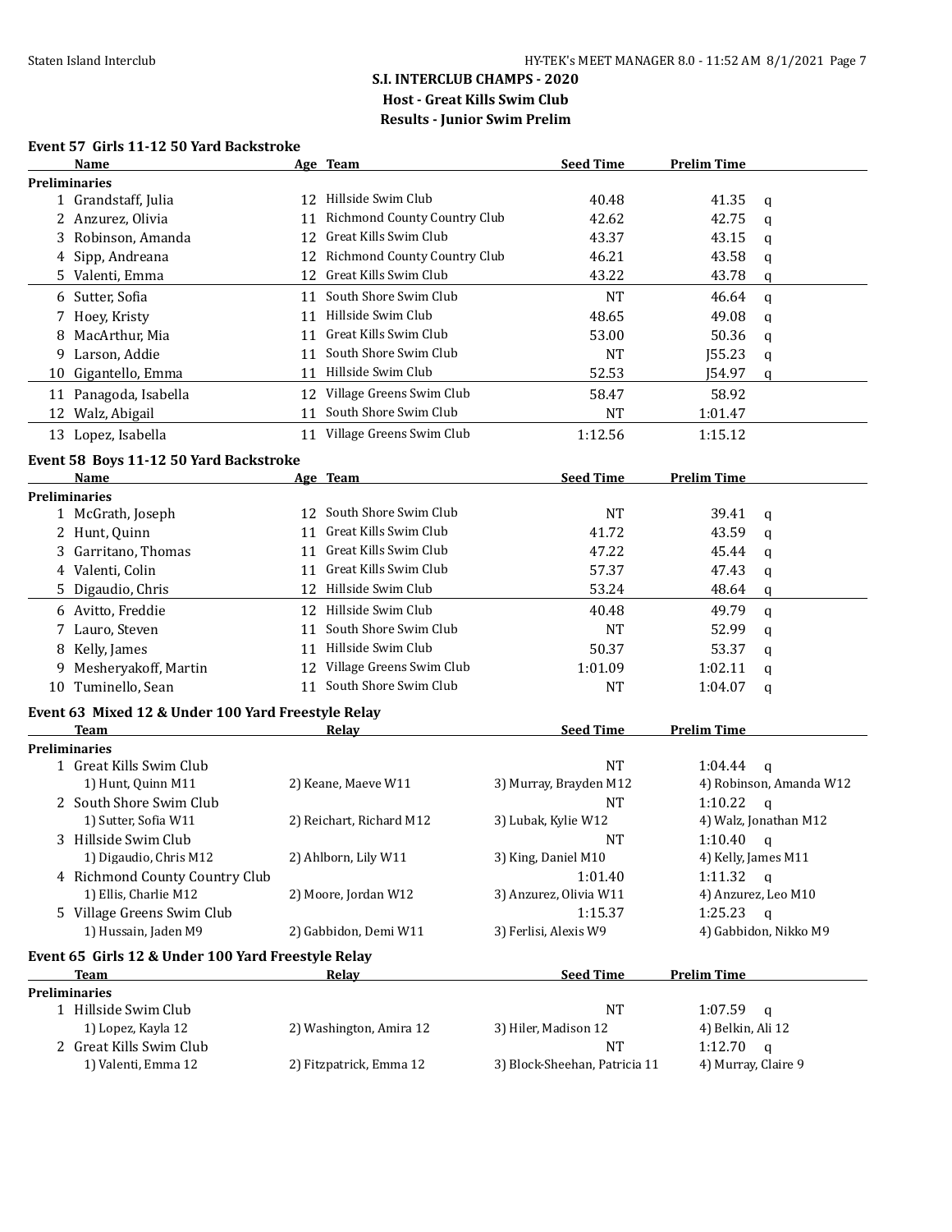## S.I. INTERCLUB CHAMPS - 2020
### Host - Great Kills Swim Club
### Results - Junior Swim Prelim

#### Event 57 Girls 11-12 50 Yard Backstroke

| | Name | Age | Team | Seed Time | Prelim Time | |
|---|---|---|---|---|---|---|
| **Preliminaries** | | | | | | |
| 1 | Grandstaff, Julia | 12 | Hillside Swim Club | 40.48 | 41.35 | q |
| 2 | Anzurez, Olivia | 11 | Richmond County Country Club | 42.62 | 42.75 | q |
| 3 | Robinson, Amanda | 12 | Great Kills Swim Club | 43.37 | 43.15 | q |
| 4 | Sipp, Andreana | 12 | Richmond County Country Club | 46.21 | 43.58 | q |
| 5 | Valenti, Emma | 12 | Great Kills Swim Club | 43.22 | 43.78 | q |
| 6 | Sutter, Sofia | 11 | South Shore Swim Club | NT | 46.64 | q |
| 7 | Hoey, Kristy | 11 | Hillside Swim Club | 48.65 | 49.08 | q |
| 8 | MacArthur, Mia | 11 | Great Kills Swim Club | 53.00 | 50.36 | q |
| 9 | Larson, Addie | 11 | South Shore Swim Club | NT | J55.23 | q |
| 10 | Gigantello, Emma | 11 | Hillside Swim Club | 52.53 | J54.97 | q |
| 11 | Panagoda, Isabella | 12 | Village Greens Swim Club | 58.47 | 58.92 | |
| 12 | Walz, Abigail | 11 | South Shore Swim Club | NT | 1:01.47 | |
| 13 | Lopez, Isabella | 11 | Village Greens Swim Club | 1:12.56 | 1:15.12 | |

#### Event 58 Boys 11-12 50 Yard Backstroke

| | Name | Age | Team | Seed Time | Prelim Time | |
|---|---|---|---|---|---|---|
| **Preliminaries** | | | | | | |
| 1 | McGrath, Joseph | 12 | South Shore Swim Club | NT | 39.41 | q |
| 2 | Hunt, Quinn | 11 | Great Kills Swim Club | 41.72 | 43.59 | q |
| 3 | Garritano, Thomas | 11 | Great Kills Swim Club | 47.22 | 45.44 | q |
| 4 | Valenti, Colin | 11 | Great Kills Swim Club | 57.37 | 47.43 | q |
| 5 | Digaudio, Chris | 12 | Hillside Swim Club | 53.24 | 48.64 | q |
| 6 | Avitto, Freddie | 12 | Hillside Swim Club | 40.48 | 49.79 | q |
| 7 | Lauro, Steven | 11 | South Shore Swim Club | NT | 52.99 | q |
| 8 | Kelly, James | 11 | Hillside Swim Club | 50.37 | 53.37 | q |
| 9 | Mesheryakoff, Martin | 12 | Village Greens Swim Club | 1:01.09 | 1:02.11 | q |
| 10 | Tuminello, Sean | 11 | South Shore Swim Club | NT | 1:04.07 | q |

#### Event 63 Mixed 12 & Under 100 Yard Freestyle Relay

| | Team | Relay | Seed Time | Prelim Time | |
|---|---|---|---|---|---|
| **Preliminaries** | | | | | |
| 1 | Great Kills Swim Club | | NT | 1:04.44 | q |
| | 1) Hunt, Quinn M11 | 2) Keane, Maeve W11 | 3) Murray, Brayden M12 | 4) Robinson, Amanda W12 | |
| 2 | South Shore Swim Club | | NT | 1:10.22 | q |
| | 1) Sutter, Sofia W11 | 2) Reichart, Richard M12 | 3) Lubak, Kylie W12 | 4) Walz, Jonathan M12 | |
| 3 | Hillside Swim Club | | NT | 1:10.40 | q |
| | 1) Digaudio, Chris M12 | 2) Ahlborn, Lily W11 | 3) King, Daniel M10 | 4) Kelly, James M11 | |
| 4 | Richmond County Country Club | | 1:01.40 | 1:11.32 | q |
| | 1) Ellis, Charlie M12 | 2) Moore, Jordan W12 | 3) Anzurez, Olivia W11 | 4) Anzurez, Leo M10 | |
| 5 | Village Greens Swim Club | | 1:15.37 | 1:25.23 | q |
| | 1) Hussain, Jaden M9 | 2) Gabbidon, Demi W11 | 3) Ferlisi, Alexis W9 | 4) Gabbidon, Nikko M9 | |

#### Event 65 Girls 12 & Under 100 Yard Freestyle Relay

| | Team | Relay | Seed Time | Prelim Time | |
|---|---|---|---|---|---|
| **Preliminaries** | | | | | |
| 1 | Hillside Swim Club | | NT | 1:07.59 | q |
| | 1) Lopez, Kayla 12 | 2) Washington, Amira 12 | 3) Hiler, Madison 12 | 4) Belkin, Ali 12 | |
| 2 | Great Kills Swim Club | | NT | 1:12.70 | q |
| | 1) Valenti, Emma 12 | 2) Fitzpatrick, Emma 12 | 3) Block-Sheehan, Patricia 11 | 4) Murray, Claire 9 | |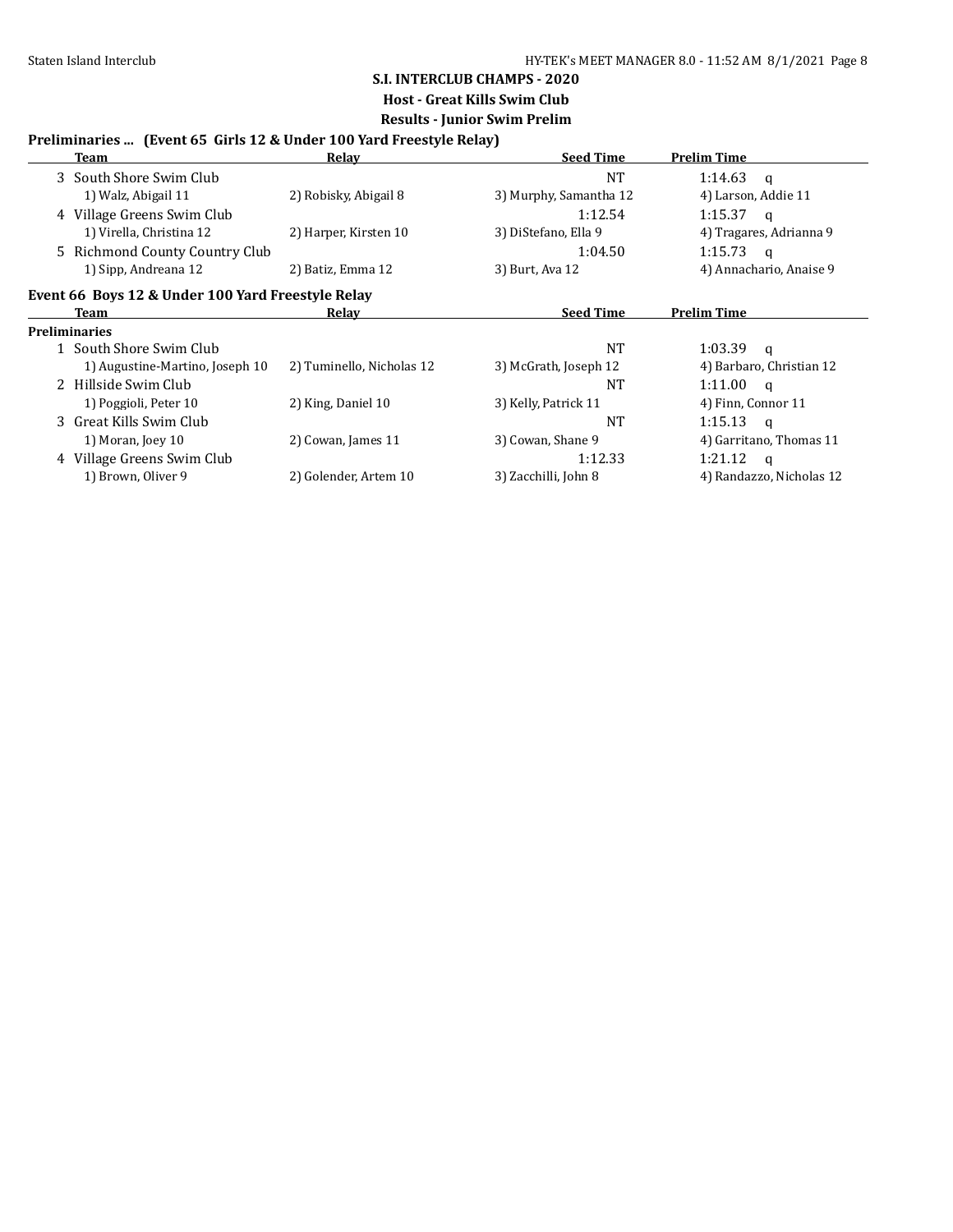**S.I. INTERCLUB CHAMPS - 2020**

**Host - Great Kills Swim Club**

**Results - Junior Swim Prelim**

## Preliminaries ... (Event 65 Girls 12 & Under 100 Yard Freestyle Relay)

| | Team | Relay | Seed Time | Prelim Time |
|---|---|---|---|---|
| 3 | South Shore Swim Club | | NT | 1:14.63 q |
| | 1) Walz, Abigail 11 | 2) Robisky, Abigail 8 | 3) Murphy, Samantha 12 | 4) Larson, Addie 11 |
| 4 | Village Greens Swim Club | | 1:12.54 | 1:15.37 q |
| | 1) Virella, Christina 12 | 2) Harper, Kirsten 10 | 3) DiStefano, Ella 9 | 4) Tragares, Adrianna 9 |
| 5 | Richmond County Country Club | | 1:04.50 | 1:15.73 q |
| | 1) Sipp, Andreana 12 | 2) Batiz, Emma 12 | 3) Burt, Ava 12 | 4) Annachario, Anaise 9 |

## Event 66 Boys 12 & Under 100 Yard Freestyle Relay

| | Team | Relay | Seed Time | Prelim Time |
|---|---|---|---|---|
| **Preliminaries** | | | | |
| 1 | South Shore Swim Club | | NT | 1:03.39 q |
| | 1) Augustine-Martino, Joseph 10 | 2) Tuminello, Nicholas 12 | 3) McGrath, Joseph 12 | 4) Barbaro, Christian 12 |
| 2 | Hillside Swim Club | | NT | 1:11.00 q |
| | 1) Poggioli, Peter 10 | 2) King, Daniel 10 | 3) Kelly, Patrick 11 | 4) Finn, Connor 11 |
| 3 | Great Kills Swim Club | | NT | 1:15.13 q |
| | 1) Moran, Joey 10 | 2) Cowan, James 11 | 3) Cowan, Shane 9 | 4) Garritano, Thomas 11 |
| 4 | Village Greens Swim Club | | 1:12.33 | 1:21.12 q |
| | 1) Brown, Oliver 9 | 2) Golender, Artem 10 | 3) Zacchilli, John 8 | 4) Randazzo, Nicholas 12 |